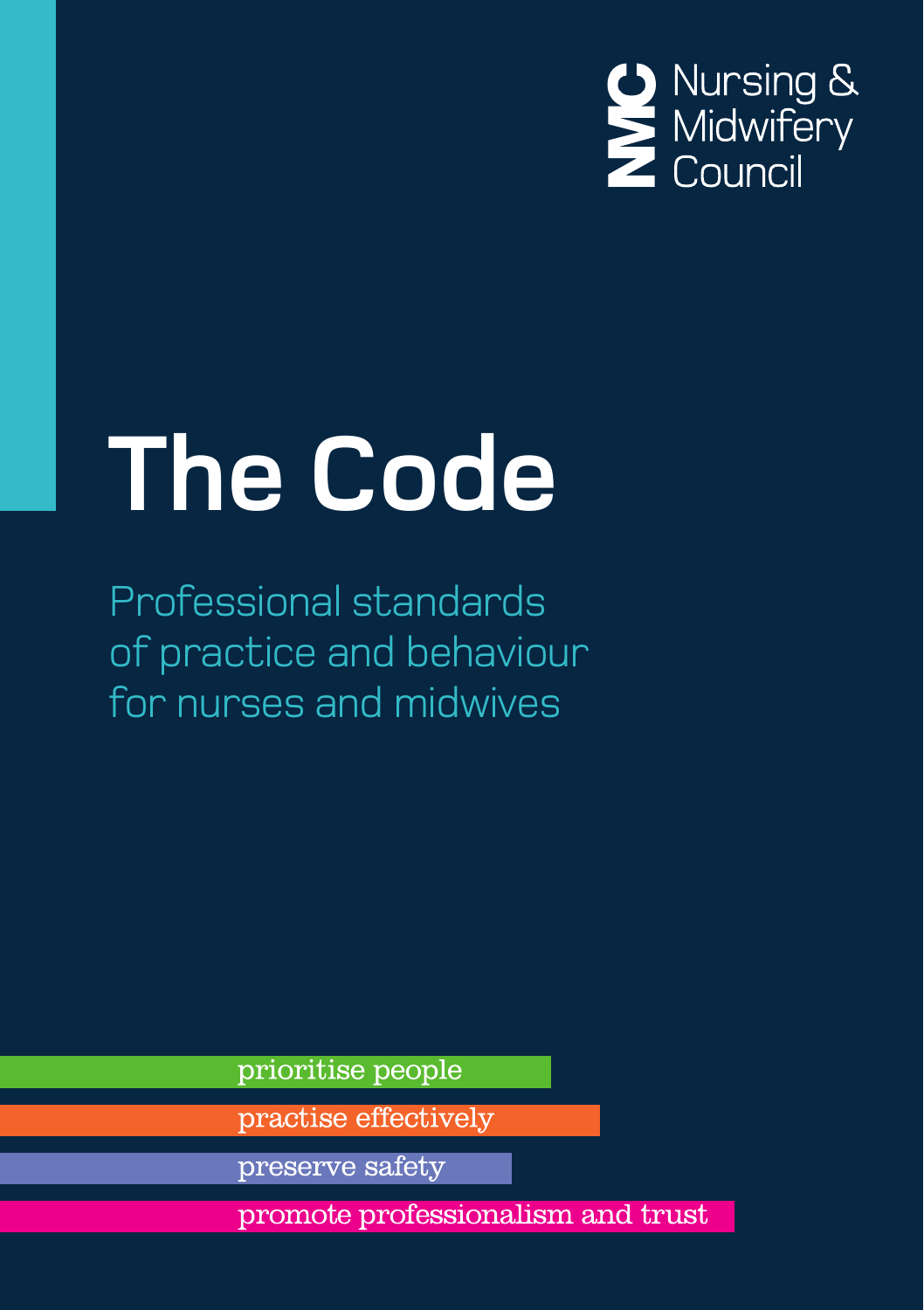Nursing & Midwifery Council

# The Code

## Professional standards of practice and behaviour for nurses and midwives

- prioritise people
- practise effectively
- preserve safety
- promote professionalism and trust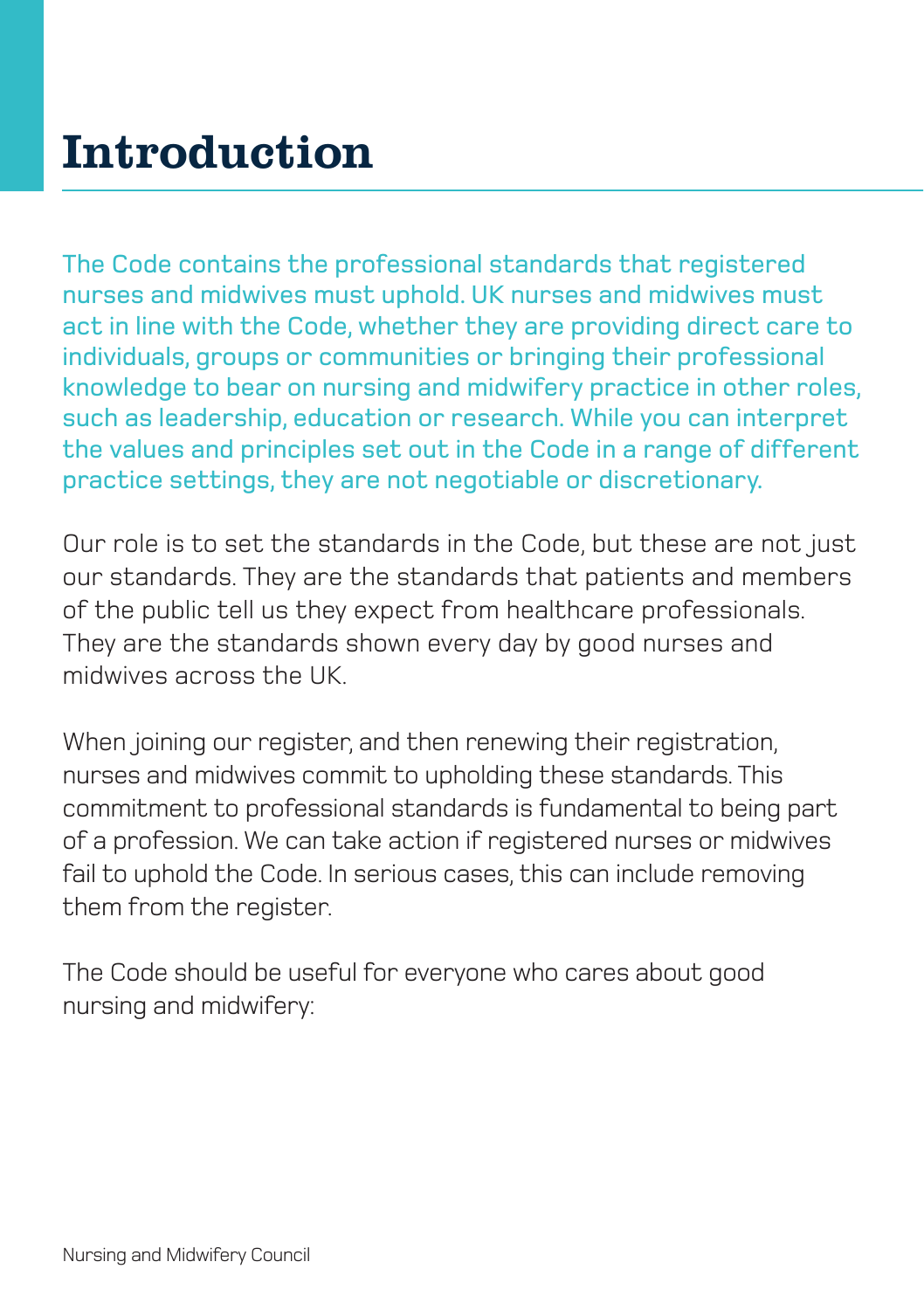# Introduction

The Code contains the professional standards that registered nurses and midwives must uphold. UK nurses and midwives must act in line with the Code, whether they are providing direct care to individuals, groups or communities or bringing their professional knowledge to bear on nursing and midwifery practice in other roles, such as leadership, education or research. While you can interpret the values and principles set out in the Code in a range of different practice settings, they are not negotiable or discretionary.

Our role is to set the standards in the Code, but these are not just our standards. They are the standards that patients and members of the public tell us they expect from healthcare professionals. They are the standards shown every day by good nurses and midwives across the UK.

When joining our register, and then renewing their registration, nurses and midwives commit to upholding these standards. This commitment to professional standards is fundamental to being part of a profession. We can take action if registered nurses or midwives fail to uphold the Code. In serious cases, this can include removing them from the register.

The Code should be useful for everyone who cares about good nursing and midwifery: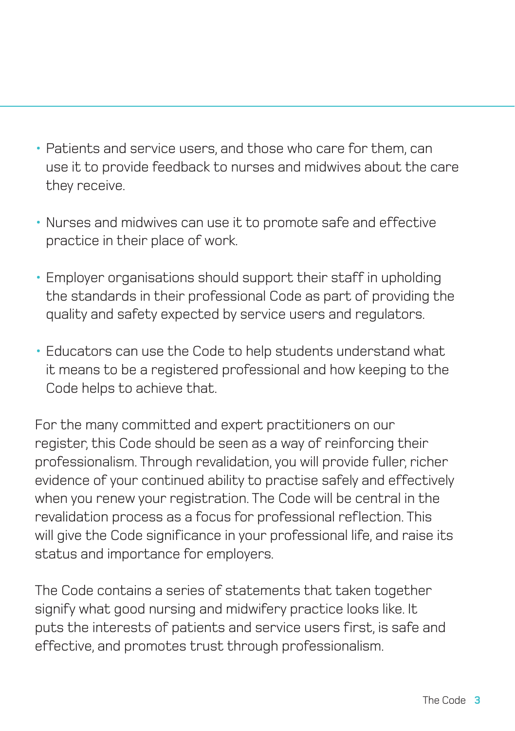- Patients and service users, and those who care for them, can use it to provide feedback to nurses and midwives about the care they receive.

- Nurses and midwives can use it to promote safe and effective practice in their place of work.

- Employer organisations should support their staff in upholding the standards in their professional Code as part of providing the quality and safety expected by service users and regulators.

- Educators can use the Code to help students understand what it means to be a registered professional and how keeping to the Code helps to achieve that.

For the many committed and expert practitioners on our register, this Code should be seen as a way of reinforcing their professionalism. Through revalidation, you will provide fuller, richer evidence of your continued ability to practise safely and effectively when you renew your registration. The Code will be central in the revalidation process as a focus for professional reflection. This will give the Code significance in your professional life, and raise its status and importance for employers.

The Code contains a series of statements that taken together signify what good nursing and midwifery practice looks like. It puts the interests of patients and service users first, is safe and effective, and promotes trust through professionalism.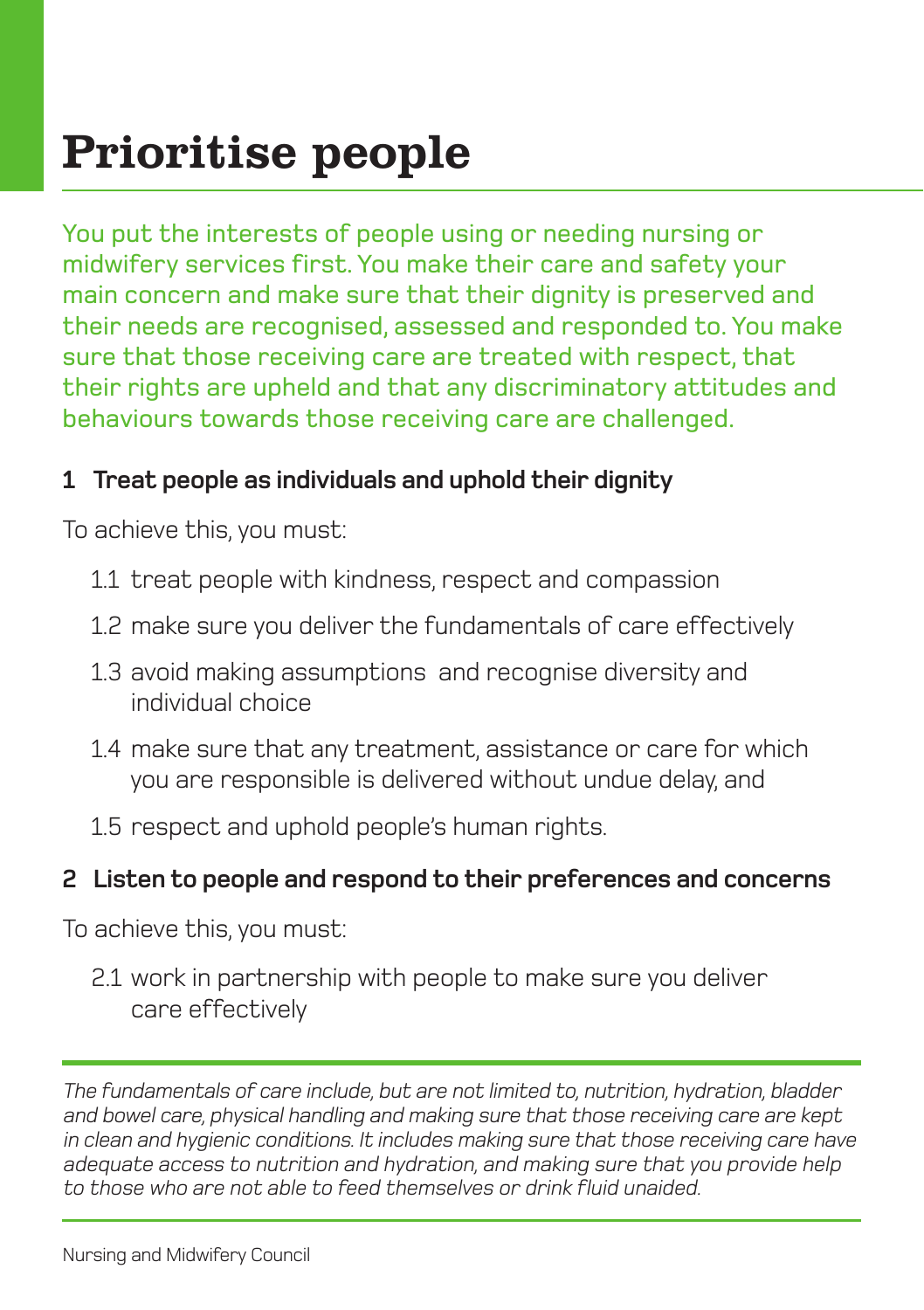# Prioritise people

You put the interests of people using or needing nursing or midwifery services first. You make their care and safety your main concern and make sure that their dignity is preserved and their needs are recognised, assessed and responded to. You make sure that those receiving care are treated with respect, that their rights are upheld and that any discriminatory attitudes and behaviours towards those receiving care are challenged.

## 1 Treat people as individuals and uphold their dignity

To achieve this, you must:

1.1 treat people with kindness, respect and compassion

1.2 make sure you deliver the fundamentals of care effectively

1.3 avoid making assumptions and recognise diversity and individual choice

1.4 make sure that any treatment, assistance or care for which you are responsible is delivered without undue delay, and

1.5 respect and uphold people's human rights.

## 2 Listen to people and respond to their preferences and concerns

To achieve this, you must:

2.1 work in partnership with people to make sure you deliver care effectively

---

*The fundamentals of care include, but are not limited to, nutrition, hydration, bladder and bowel care, physical handling and making sure that those receiving care are kept in clean and hygienic conditions. It includes making sure that those receiving care have adequate access to nutrition and hydration, and making sure that you provide help to those who are not able to feed themselves or drink fluid unaided.*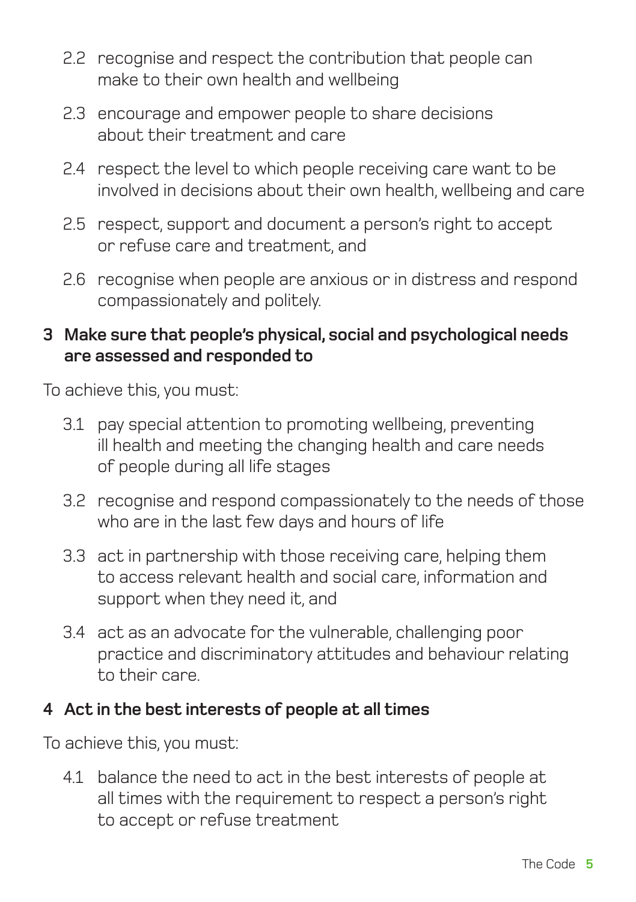2.2 recognise and respect the contribution that people can make to their own health and wellbeing

2.3 encourage and empower people to share decisions about their treatment and care

2.4 respect the level to which people receiving care want to be involved in decisions about their own health, wellbeing and care

2.5 respect, support and document a person's right to accept or refuse care and treatment, and

2.6 recognise when people are anxious or in distress and respond compassionately and politely.

### 3 Make sure that people's physical, social and psychological needs are assessed and responded to

To achieve this, you must:

3.1 pay special attention to promoting wellbeing, preventing ill health and meeting the changing health and care needs of people during all life stages

3.2 recognise and respond compassionately to the needs of those who are in the last few days and hours of life

3.3 act in partnership with those receiving care, helping them to access relevant health and social care, information and support when they need it, and

3.4 act as an advocate for the vulnerable, challenging poor practice and discriminatory attitudes and behaviour relating to their care.

### 4 Act in the best interests of people at all times

To achieve this, you must:

4.1 balance the need to act in the best interests of people at all times with the requirement to respect a person's right to accept or refuse treatment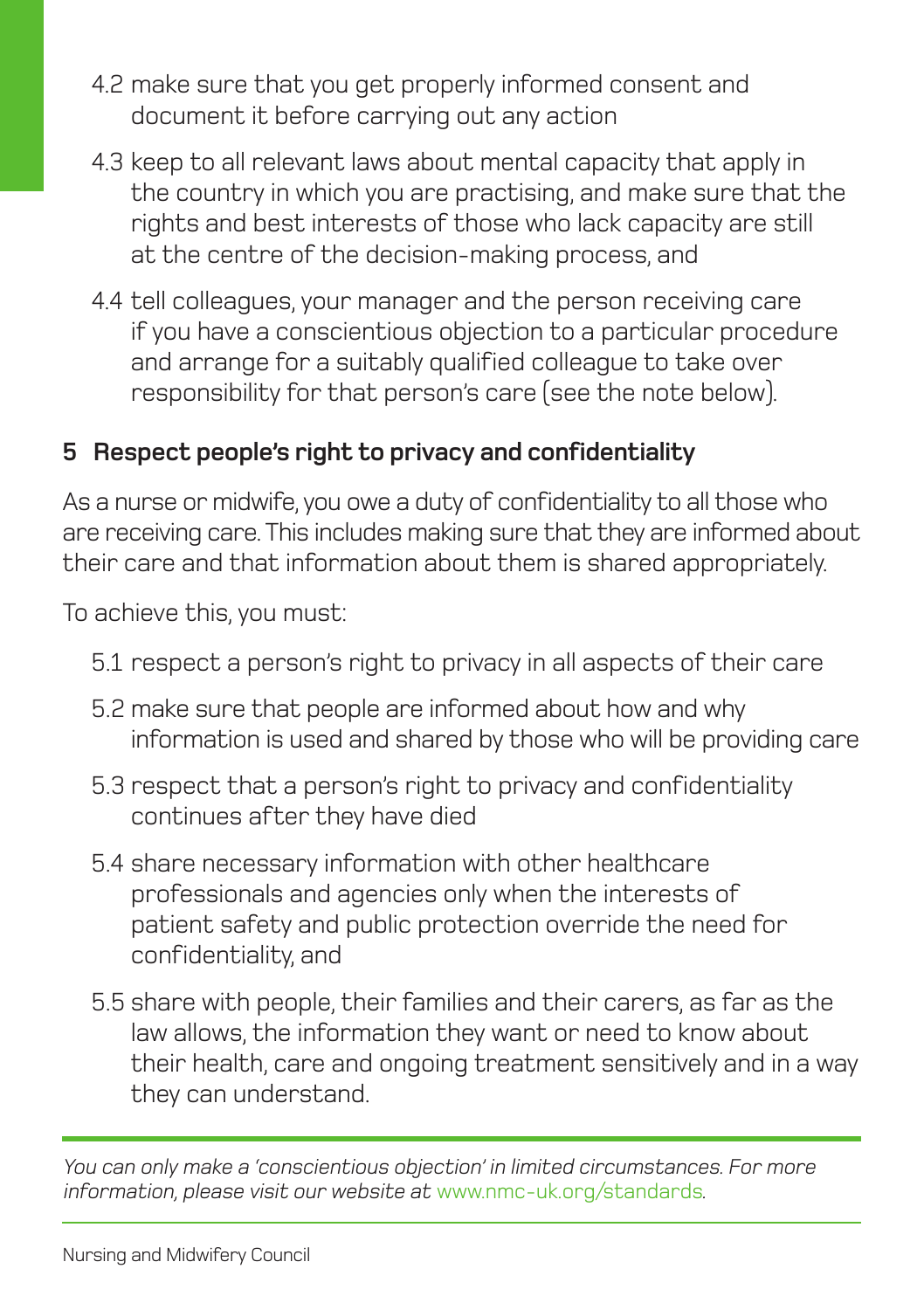4.2 make sure that you get properly informed consent and document it before carrying out any action

4.3 keep to all relevant laws about mental capacity that apply in the country in which you are practising, and make sure that the rights and best interests of those who lack capacity are still at the centre of the decision-making process, and

4.4 tell colleagues, your manager and the person receiving care if you have a conscientious objection to a particular procedure and arrange for a suitably qualified colleague to take over responsibility for that person's care (see the note below).

## 5 Respect people's right to privacy and confidentiality

As a nurse or midwife, you owe a duty of confidentiality to all those who are receiving care. This includes making sure that they are informed about their care and that information about them is shared appropriately.

To achieve this, you must:

5.1 respect a person's right to privacy in all aspects of their care

5.2 make sure that people are informed about how and why information is used and shared by those who will be providing care

5.3 respect that a person's right to privacy and confidentiality continues after they have died

5.4 share necessary information with other healthcare professionals and agencies only when the interests of patient safety and public protection override the need for confidentiality, and

5.5 share with people, their families and their carers, as far as the law allows, the information they want or need to know about their health, care and ongoing treatment sensitively and in a way they can understand.

---

*You can only make a 'conscientious objection' in limited circumstances. For more information, please visit our website at* www.nmc-uk.org/standards.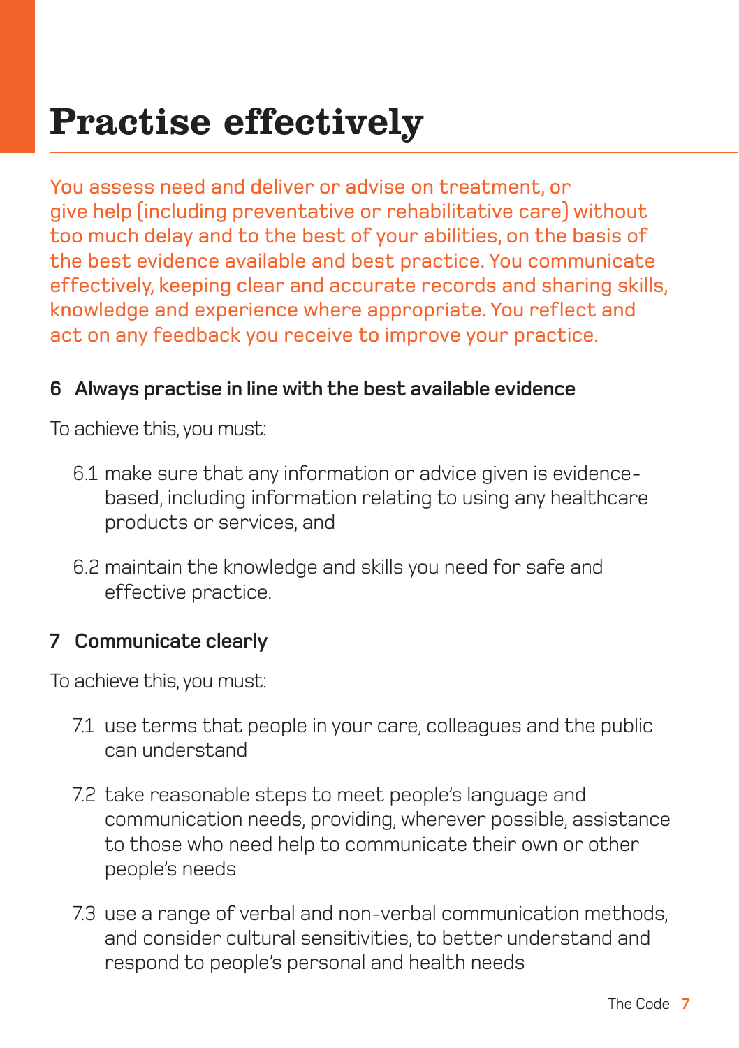# Practise effectively

You assess need and deliver or advise on treatment, or give help (including preventative or rehabilitative care) without too much delay and to the best of your abilities, on the basis of the best evidence available and best practice. You communicate effectively, keeping clear and accurate records and sharing skills, knowledge and experience where appropriate. You reflect and act on any feedback you receive to improve your practice.

### 6 Always practise in line with the best available evidence

To achieve this, you must:

6.1 make sure that any information or advice given is evidence-based, including information relating to using any healthcare products or services, and

6.2 maintain the knowledge and skills you need for safe and effective practice.

### 7 Communicate clearly

To achieve this, you must:

7.1 use terms that people in your care, colleagues and the public can understand

7.2 take reasonable steps to meet people's language and communication needs, providing, wherever possible, assistance to those who need help to communicate their own or other people's needs

7.3 use a range of verbal and non-verbal communication methods, and consider cultural sensitivities, to better understand and respond to people's personal and health needs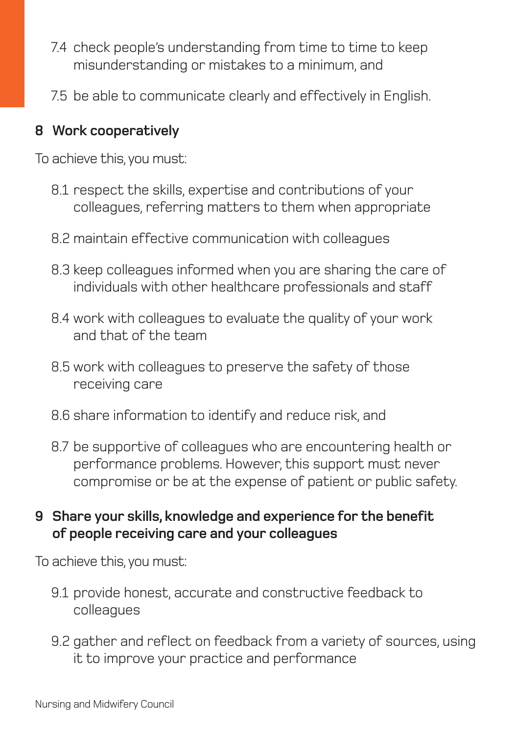7.4 check people's understanding from time to time to keep misunderstanding or mistakes to a minimum, and

7.5 be able to communicate clearly and effectively in English.

## 8 Work cooperatively

To achieve this, you must:

8.1 respect the skills, expertise and contributions of your colleagues, referring matters to them when appropriate

8.2 maintain effective communication with colleagues

8.3 keep colleagues informed when you are sharing the care of individuals with other healthcare professionals and staff

8.4 work with colleagues to evaluate the quality of your work and that of the team

8.5 work with colleagues to preserve the safety of those receiving care

8.6 share information to identify and reduce risk, and

8.7 be supportive of colleagues who are encountering health or performance problems. However, this support must never compromise or be at the expense of patient or public safety.

## 9 Share your skills, knowledge and experience for the benefit of people receiving care and your colleagues

To achieve this, you must:

9.1 provide honest, accurate and constructive feedback to colleagues

9.2 gather and reflect on feedback from a variety of sources, using it to improve your practice and performance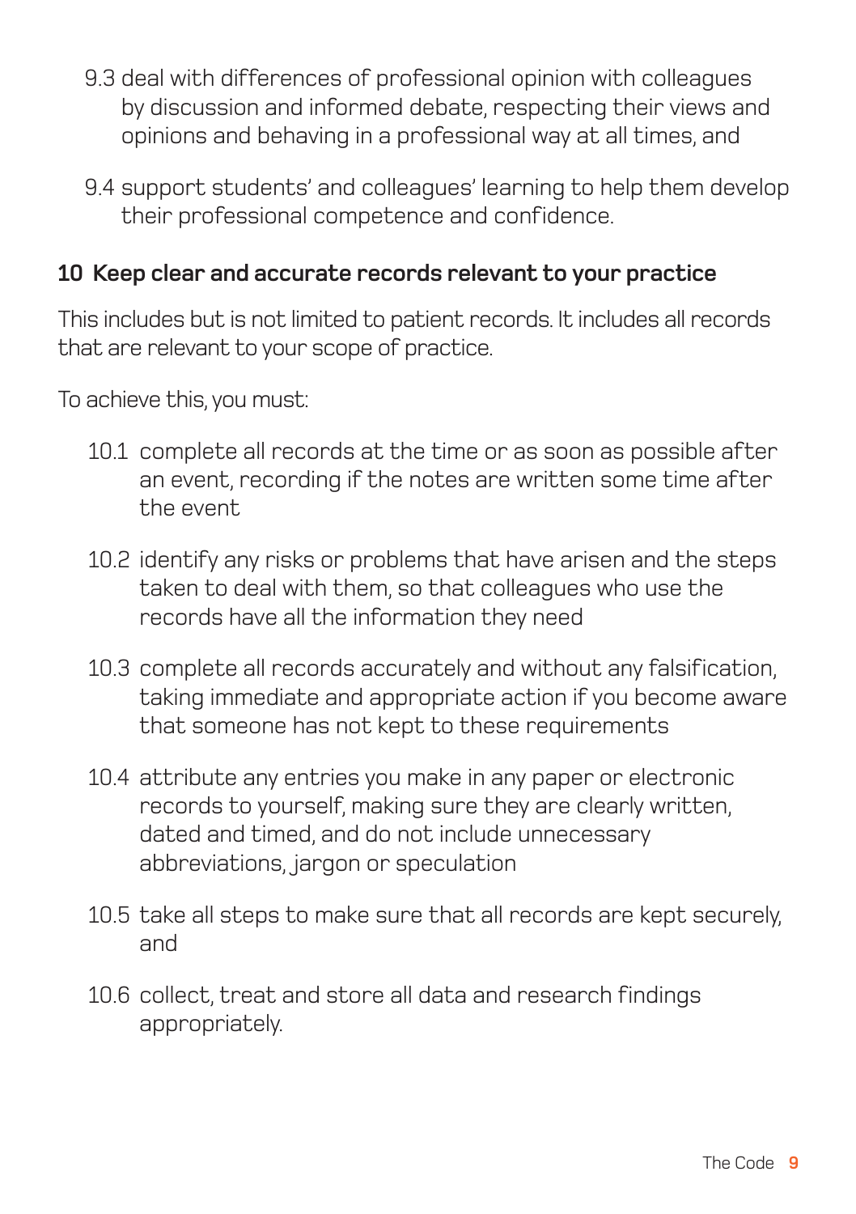9.3 deal with differences of professional opinion with colleagues by discussion and informed debate, respecting their views and opinions and behaving in a professional way at all times, and

9.4 support students' and colleagues' learning to help them develop their professional competence and confidence.

## 10 Keep clear and accurate records relevant to your practice

This includes but is not limited to patient records. It includes all records that are relevant to your scope of practice.

To achieve this, you must:

10.1 complete all records at the time or as soon as possible after an event, recording if the notes are written some time after the event

10.2 identify any risks or problems that have arisen and the steps taken to deal with them, so that colleagues who use the records have all the information they need

10.3 complete all records accurately and without any falsification, taking immediate and appropriate action if you become aware that someone has not kept to these requirements

10.4 attribute any entries you make in any paper or electronic records to yourself, making sure they are clearly written, dated and timed, and do not include unnecessary abbreviations, jargon or speculation

10.5 take all steps to make sure that all records are kept securely, and

10.6 collect, treat and store all data and research findings appropriately.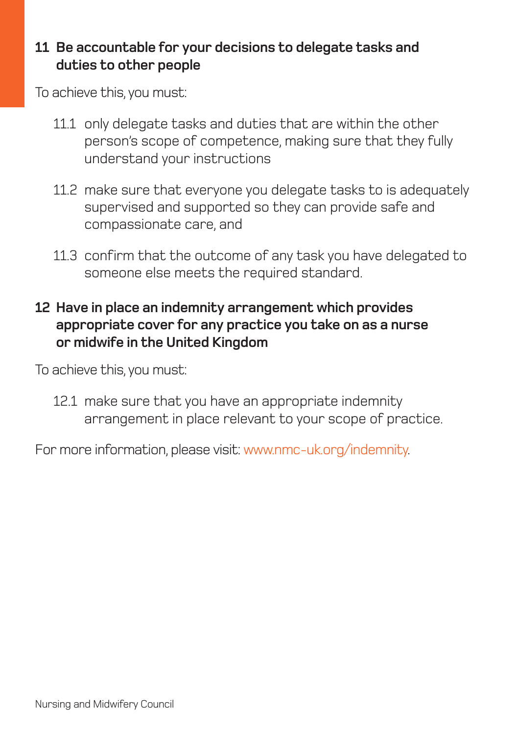## 11 Be accountable for your decisions to delegate tasks and duties to other people

To achieve this, you must:

11.1 only delegate tasks and duties that are within the other person's scope of competence, making sure that they fully understand your instructions

11.2 make sure that everyone you delegate tasks to is adequately supervised and supported so they can provide safe and compassionate care, and

11.3 confirm that the outcome of any task you have delegated to someone else meets the required standard.

## 12 Have in place an indemnity arrangement which provides appropriate cover for any practice you take on as a nurse or midwife in the United Kingdom

To achieve this, you must:

12.1 make sure that you have an appropriate indemnity arrangement in place relevant to your scope of practice.

For more information, please visit: www.nmc-uk.org/indemnity.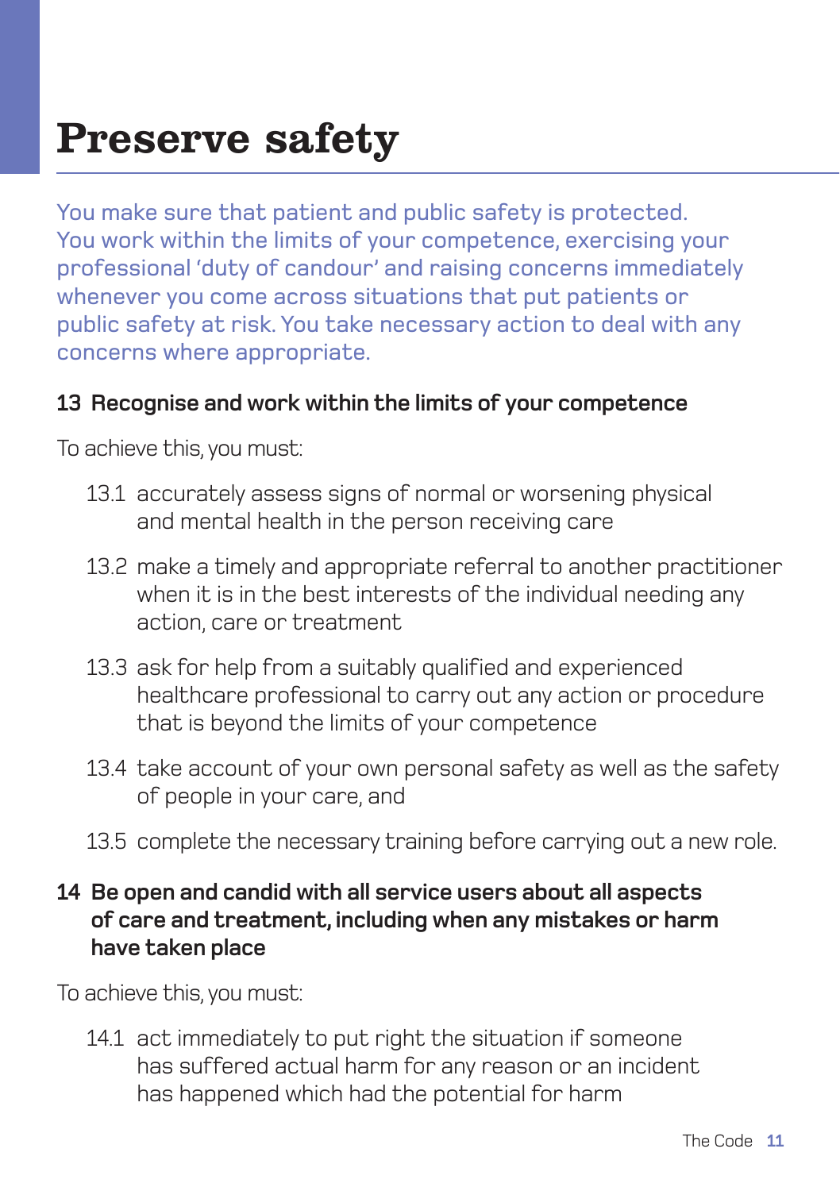# Preserve safety

You make sure that patient and public safety is protected. You work within the limits of your competence, exercising your professional 'duty of candour' and raising concerns immediately whenever you come across situations that put patients or public safety at risk. You take necessary action to deal with any concerns where appropriate.

## 13 Recognise and work within the limits of your competence

To achieve this, you must:

13.1 accurately assess signs of normal or worsening physical and mental health in the person receiving care

13.2 make a timely and appropriate referral to another practitioner when it is in the best interests of the individual needing any action, care or treatment

13.3 ask for help from a suitably qualified and experienced healthcare professional to carry out any action or procedure that is beyond the limits of your competence

13.4 take account of your own personal safety as well as the safety of people in your care, and

13.5 complete the necessary training before carrying out a new role.

## 14 Be open and candid with all service users about all aspects of care and treatment, including when any mistakes or harm have taken place

To achieve this, you must:

14.1 act immediately to put right the situation if someone has suffered actual harm for any reason or an incident has happened which had the potential for harm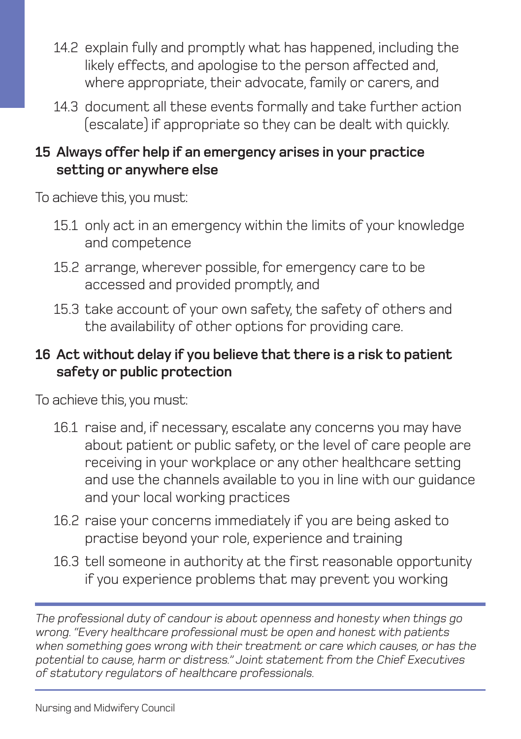14.2 explain fully and promptly what has happened, including the likely effects, and apologise to the person affected and, where appropriate, their advocate, family or carers, and

14.3 document all these events formally and take further action (escalate) if appropriate so they can be dealt with quickly.

### 15 Always offer help if an emergency arises in your practice setting or anywhere else

To achieve this, you must:

15.1 only act in an emergency within the limits of your knowledge and competence

15.2 arrange, wherever possible, for emergency care to be accessed and provided promptly, and

15.3 take account of your own safety, the safety of others and the availability of other options for providing care.

### 16 Act without delay if you believe that there is a risk to patient safety or public protection

To achieve this, you must:

16.1 raise and, if necessary, escalate any concerns you may have about patient or public safety, or the level of care people are receiving in your workplace or any other healthcare setting and use the channels available to you in line with our guidance and your local working practices

16.2 raise your concerns immediately if you are being asked to practise beyond your role, experience and training

16.3 tell someone in authority at the first reasonable opportunity if you experience problems that may prevent you working

---

*The professional duty of candour is about openness and honesty when things go wrong. "Every healthcare professional must be open and honest with patients when something goes wrong with their treatment or care which causes, or has the potential to cause, harm or distress." Joint statement from the Chief Executives of statutory regulators of healthcare professionals.*

---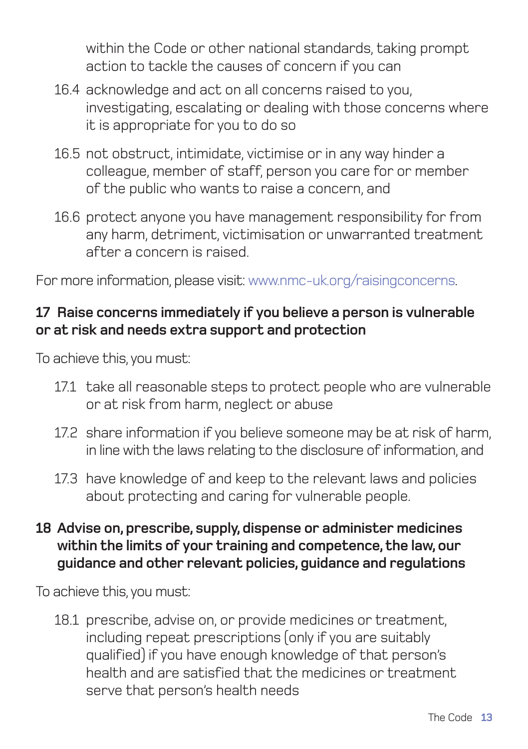within the Code or other national standards, taking prompt action to tackle the causes of concern if you can

16.4 acknowledge and act on all concerns raised to you, investigating, escalating or dealing with those concerns where it is appropriate for you to do so

16.5 not obstruct, intimidate, victimise or in any way hinder a colleague, member of staff, person you care for or member of the public who wants to raise a concern, and

16.6 protect anyone you have management responsibility for from any harm, detriment, victimisation or unwarranted treatment after a concern is raised.

For more information, please visit: www.nmc-uk.org/raisingconcerns.

**17 Raise concerns immediately if you believe a person is vulnerable or at risk and needs extra support and protection**

To achieve this, you must:

17.1 take all reasonable steps to protect people who are vulnerable or at risk from harm, neglect or abuse

17.2 share information if you believe someone may be at risk of harm, in line with the laws relating to the disclosure of information, and

17.3 have knowledge of and keep to the relevant laws and policies about protecting and caring for vulnerable people.

**18 Advise on, prescribe, supply, dispense or administer medicines within the limits of your training and competence, the law, our guidance and other relevant policies, guidance and regulations**

To achieve this, you must:

18.1 prescribe, advise on, or provide medicines or treatment, including repeat prescriptions (only if you are suitably qualified) if you have enough knowledge of that person's health and are satisfied that the medicines or treatment serve that person's health needs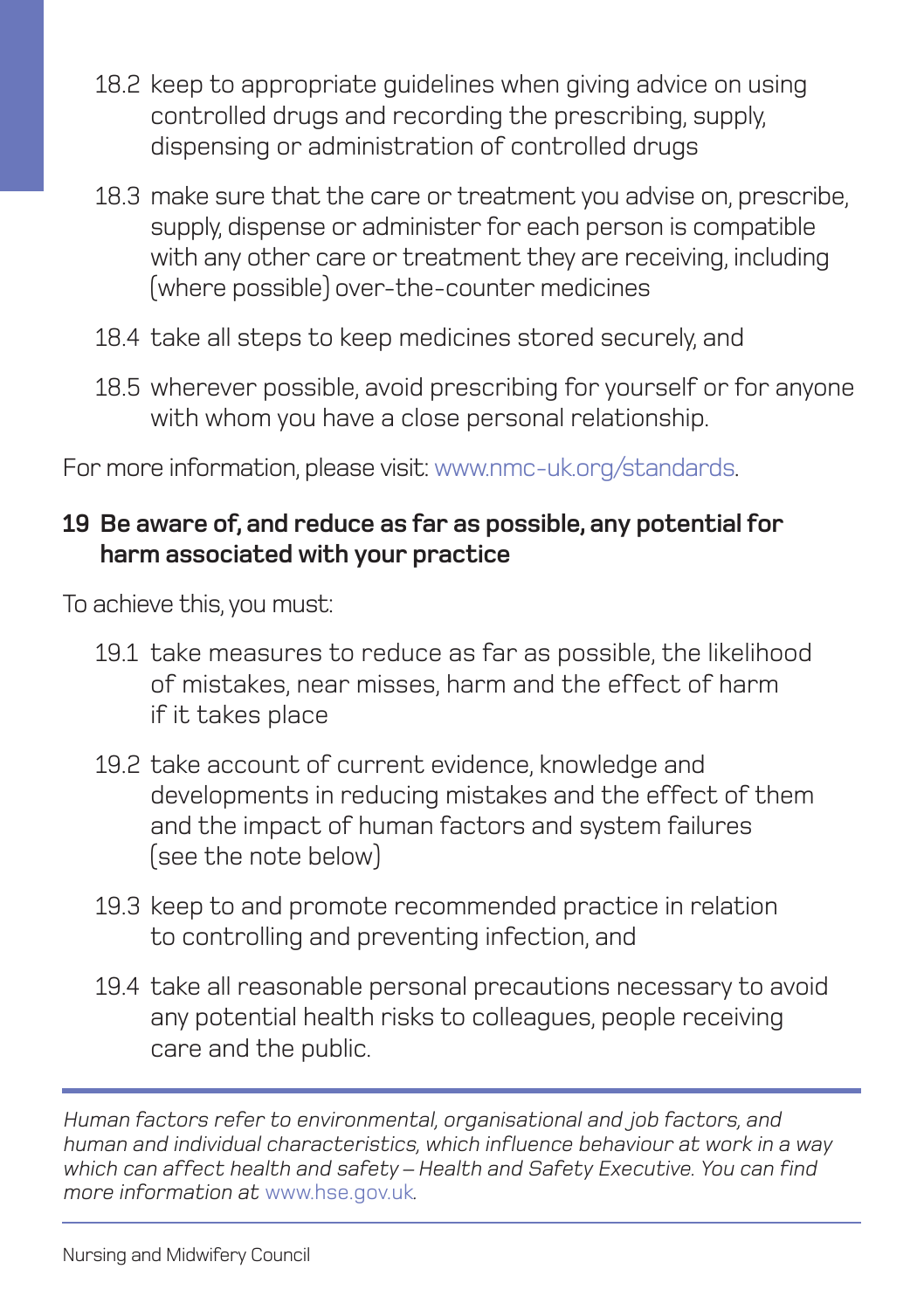18.2 keep to appropriate guidelines when giving advice on using controlled drugs and recording the prescribing, supply, dispensing or administration of controlled drugs

18.3 make sure that the care or treatment you advise on, prescribe, supply, dispense or administer for each person is compatible with any other care or treatment they are receiving, including (where possible) over-the-counter medicines

18.4 take all steps to keep medicines stored securely, and

18.5 wherever possible, avoid prescribing for yourself or for anyone with whom you have a close personal relationship.

For more information, please visit: www.nmc-uk.org/standards.

## 19 Be aware of, and reduce as far as possible, any potential for harm associated with your practice

To achieve this, you must:

19.1 take measures to reduce as far as possible, the likelihood of mistakes, near misses, harm and the effect of harm if it takes place

19.2 take account of current evidence, knowledge and developments in reducing mistakes and the effect of them and the impact of human factors and system failures (see the note below)

19.3 keep to and promote recommended practice in relation to controlling and preventing infection, and

19.4 take all reasonable personal precautions necessary to avoid any potential health risks to colleagues, people receiving care and the public.

---

*Human factors refer to environmental, organisational and job factors, and human and individual characteristics, which influence behaviour at work in a way which can affect health and safety – Health and Safety Executive. You can find more information at www.hse.gov.uk.*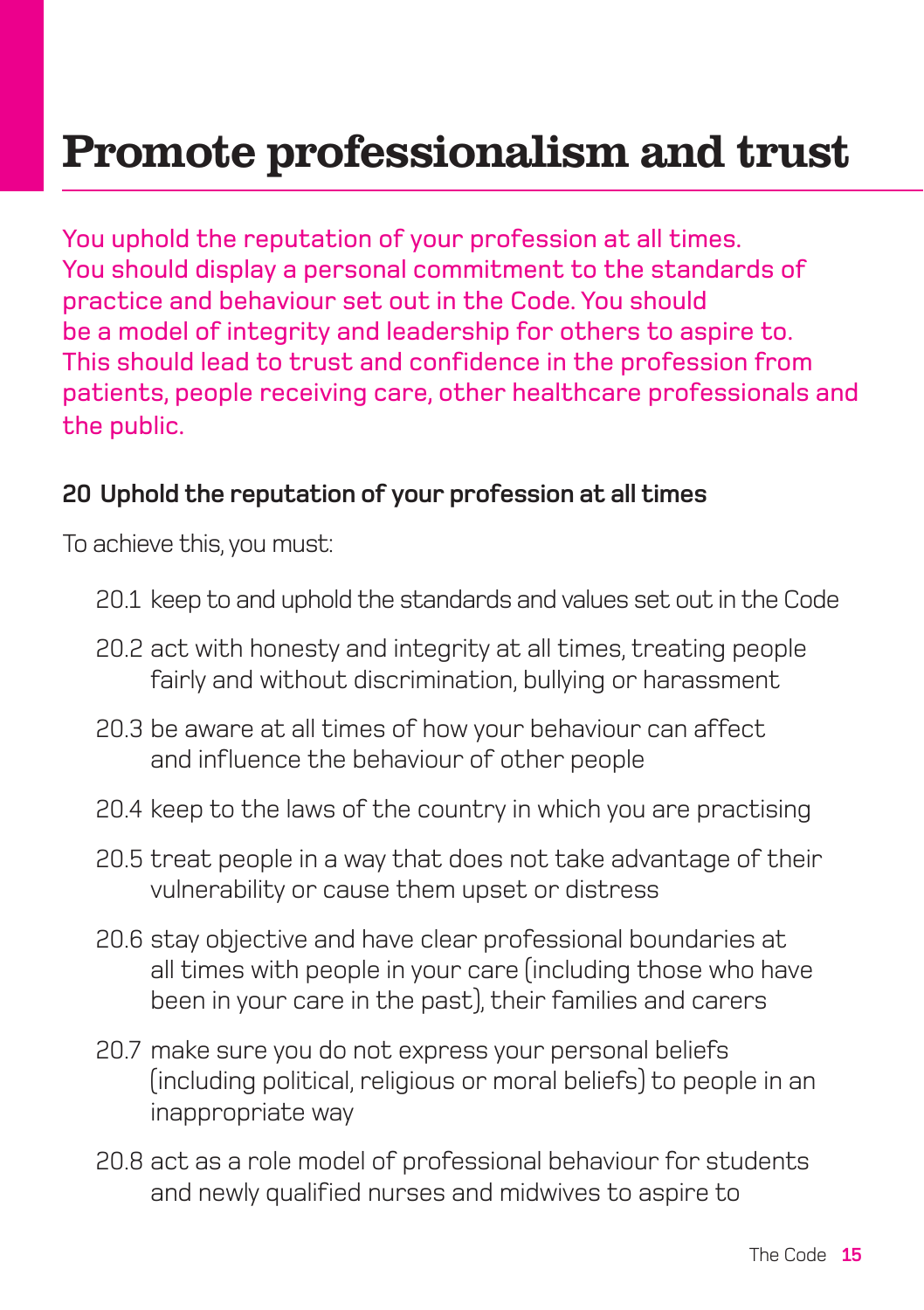# Promote professionalism and trust

You uphold the reputation of your profession at all times. You should display a personal commitment to the standards of practice and behaviour set out in the Code. You should be a model of integrity and leadership for others to aspire to. This should lead to trust and confidence in the profession from patients, people receiving care, other healthcare professionals and the public.

### 20 Uphold the reputation of your profession at all times

To achieve this, you must:

20.1 keep to and uphold the standards and values set out in the Code

20.2 act with honesty and integrity at all times, treating people fairly and without discrimination, bullying or harassment

20.3 be aware at all times of how your behaviour can affect and influence the behaviour of other people

20.4 keep to the laws of the country in which you are practising

20.5 treat people in a way that does not take advantage of their vulnerability or cause them upset or distress

20.6 stay objective and have clear professional boundaries at all times with people in your care (including those who have been in your care in the past), their families and carers

20.7 make sure you do not express your personal beliefs (including political, religious or moral beliefs) to people in an inappropriate way

20.8 act as a role model of professional behaviour for students and newly qualified nurses and midwives to aspire to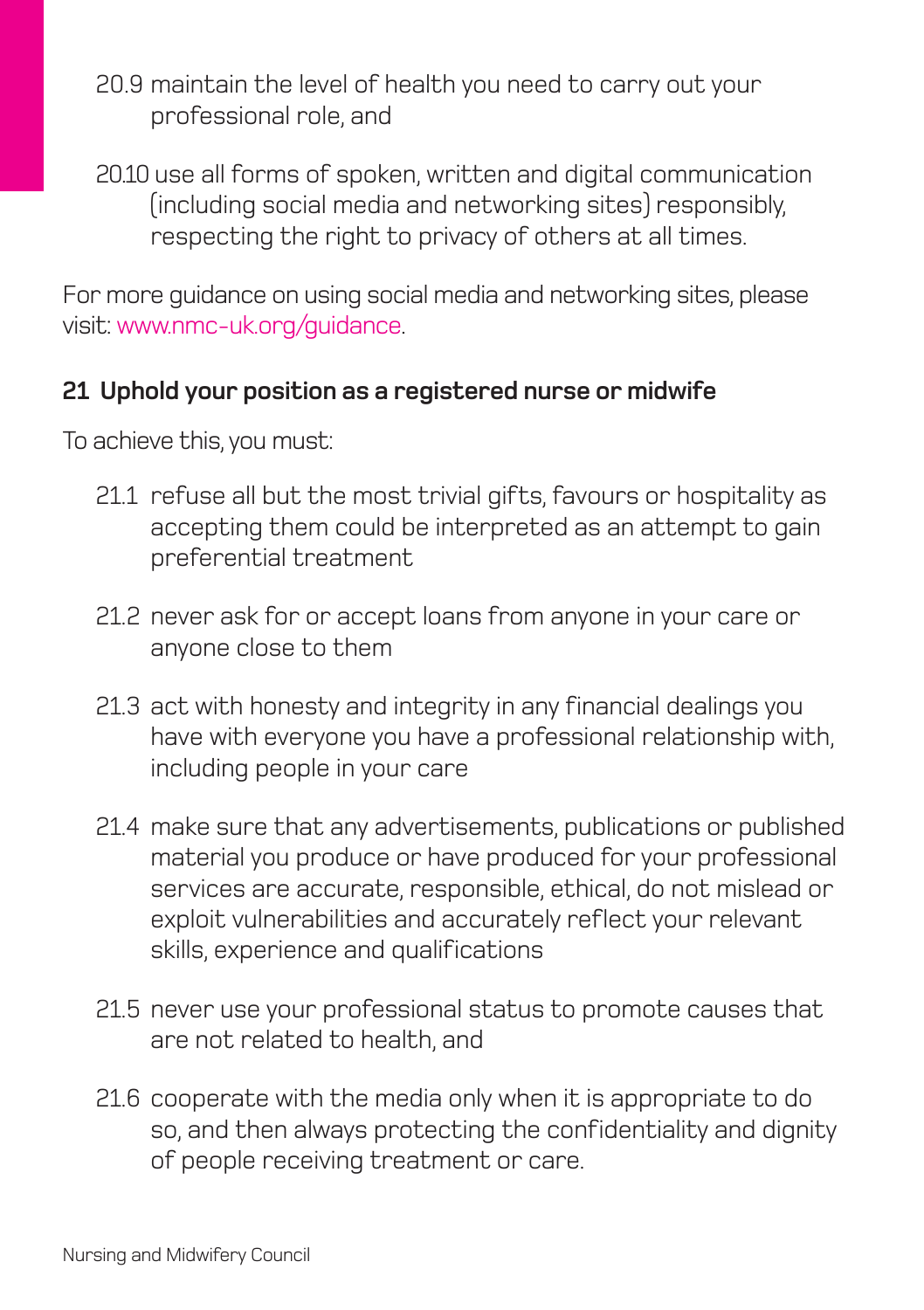20.9 maintain the level of health you need to carry out your professional role, and

20.10 use all forms of spoken, written and digital communication (including social media and networking sites) responsibly, respecting the right to privacy of others at all times.

For more guidance on using social media and networking sites, please visit: www.nmc-uk.org/guidance.

## 21 Uphold your position as a registered nurse or midwife

To achieve this, you must:

21.1 refuse all but the most trivial gifts, favours or hospitality as accepting them could be interpreted as an attempt to gain preferential treatment

21.2 never ask for or accept loans from anyone in your care or anyone close to them

21.3 act with honesty and integrity in any financial dealings you have with everyone you have a professional relationship with, including people in your care

21.4 make sure that any advertisements, publications or published material you produce or have produced for your professional services are accurate, responsible, ethical, do not mislead or exploit vulnerabilities and accurately reflect your relevant skills, experience and qualifications

21.5 never use your professional status to promote causes that are not related to health, and

21.6 cooperate with the media only when it is appropriate to do so, and then always protecting the confidentiality and dignity of people receiving treatment or care.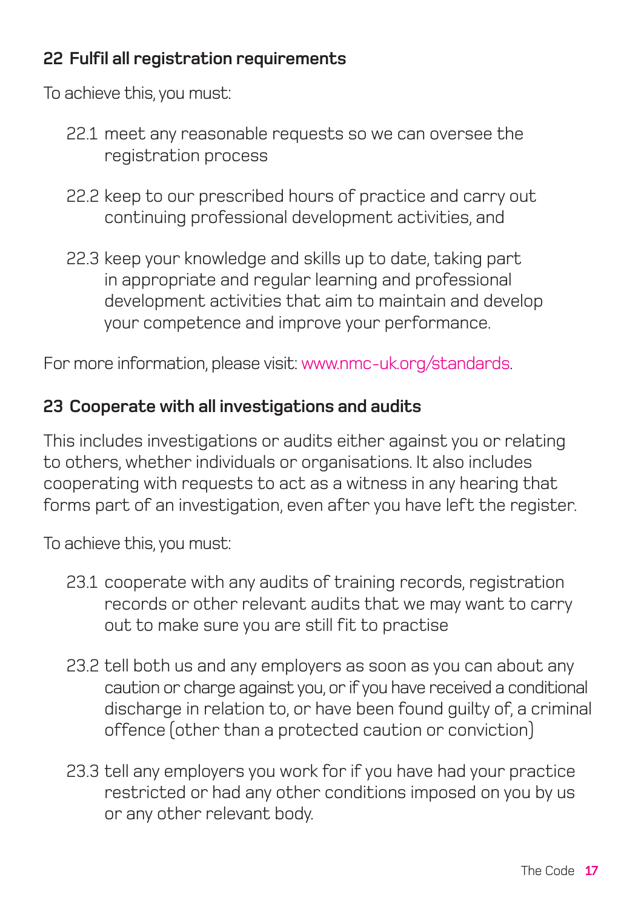## 22 Fulfil all registration requirements

To achieve this, you must:

22.1 meet any reasonable requests so we can oversee the registration process

22.2 keep to our prescribed hours of practice and carry out continuing professional development activities, and

22.3 keep your knowledge and skills up to date, taking part in appropriate and regular learning and professional development activities that aim to maintain and develop your competence and improve your performance.

For more information, please visit: www.nmc-uk.org/standards.

## 23 Cooperate with all investigations and audits

This includes investigations or audits either against you or relating to others, whether individuals or organisations. It also includes cooperating with requests to act as a witness in any hearing that forms part of an investigation, even after you have left the register.

To achieve this, you must:

23.1 cooperate with any audits of training records, registration records or other relevant audits that we may want to carry out to make sure you are still fit to practise

23.2 tell both us and any employers as soon as you can about any caution or charge against you, or if you have received a conditional discharge in relation to, or have been found guilty of, a criminal offence (other than a protected caution or conviction)

23.3 tell any employers you work for if you have had your practice restricted or had any other conditions imposed on you by us or any other relevant body.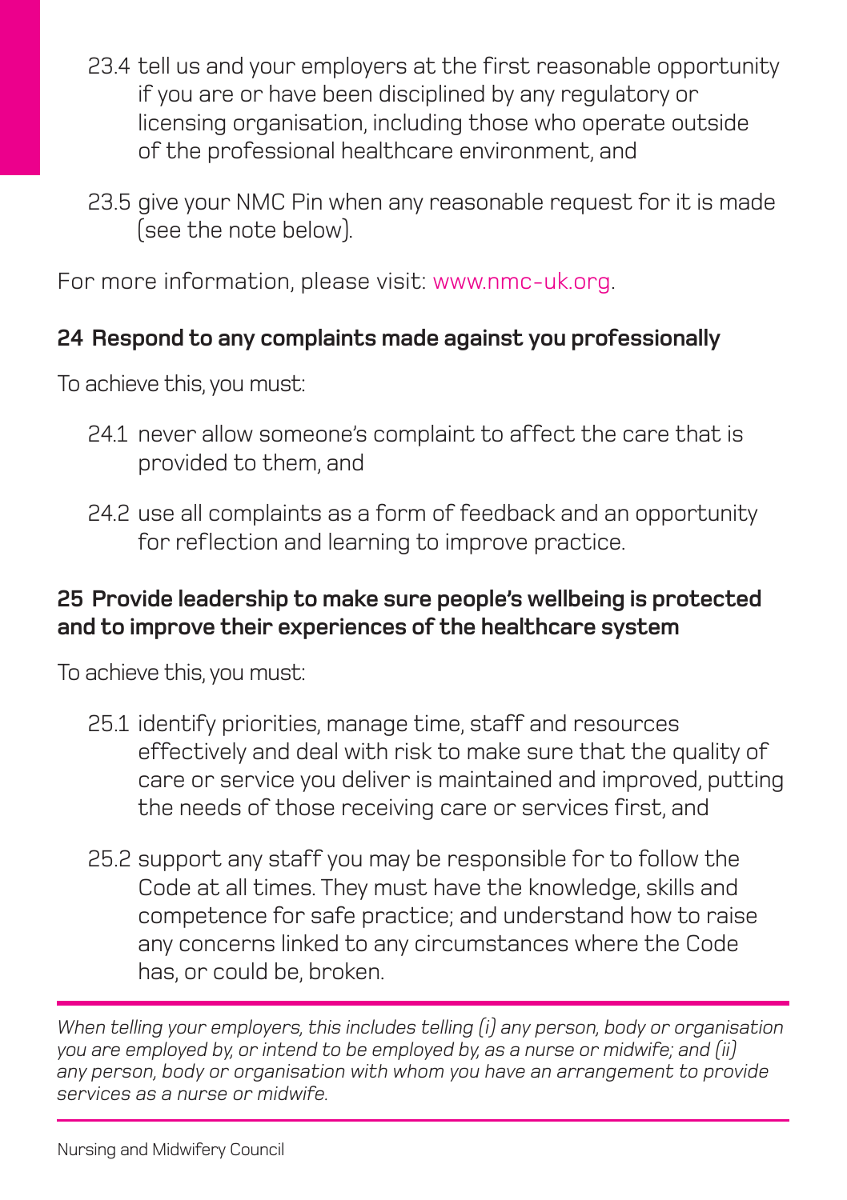23.4 tell us and your employers at the first reasonable opportunity if you are or have been disciplined by any regulatory or licensing organisation, including those who operate outside of the professional healthcare environment, and

23.5 give your NMC Pin when any reasonable request for it is made (see the note below).

For more information, please visit: www.nmc-uk.org.

**24 Respond to any complaints made against you professionally**

To achieve this, you must:

24.1 never allow someone's complaint to affect the care that is provided to them, and

24.2 use all complaints as a form of feedback and an opportunity for reflection and learning to improve practice.

**25 Provide leadership to make sure people's wellbeing is protected and to improve their experiences of the healthcare system**

To achieve this, you must:

25.1 identify priorities, manage time, staff and resources effectively and deal with risk to make sure that the quality of care or service you deliver is maintained and improved, putting the needs of those receiving care or services first, and

25.2 support any staff you may be responsible for to follow the Code at all times. They must have the knowledge, skills and competence for safe practice; and understand how to raise any concerns linked to any circumstances where the Code has, or could be, broken.

---

*When telling your employers, this includes telling (i) any person, body or organisation you are employed by, or intend to be employed by, as a nurse or midwife; and (ii) any person, body or organisation with whom you have an arrangement to provide services as a nurse or midwife.*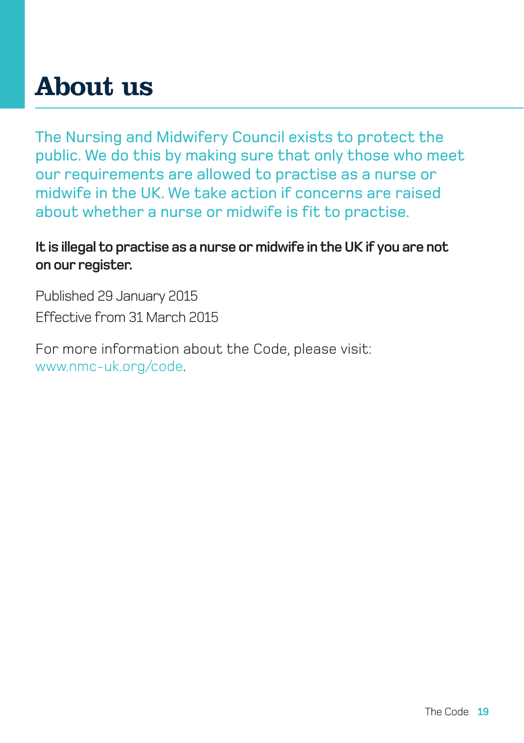# About us

The Nursing and Midwifery Council exists to protect the public. We do this by making sure that only those who meet our requirements are allowed to practise as a nurse or midwife in the UK. We take action if concerns are raised about whether a nurse or midwife is fit to practise.

**It is illegal to practise as a nurse or midwife in the UK if you are not on our register.**

Published 29 January 2015

Effective from 31 March 2015

For more information about the Code, please visit: www.nmc-uk.org/code.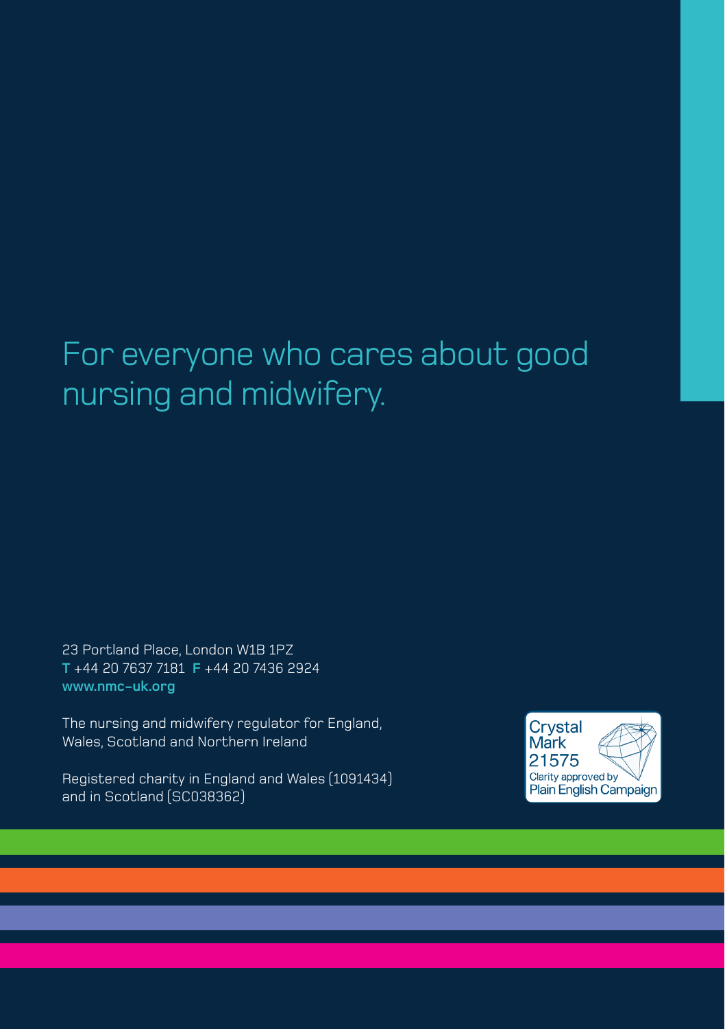For everyone who cares about good nursing and midwifery.

23 Portland Place, London W1B 1PZ
**T** +44 20 7637 7181 **F** +44 20 7436 2924
**www.nmc-uk.org**

The nursing and midwifery regulator for England, Wales, Scotland and Northern Ireland

Registered charity in England and Wales (1091434) and in Scotland (SC038362)

Crystal Mark 21575
Clarity approved by Plain English Campaign